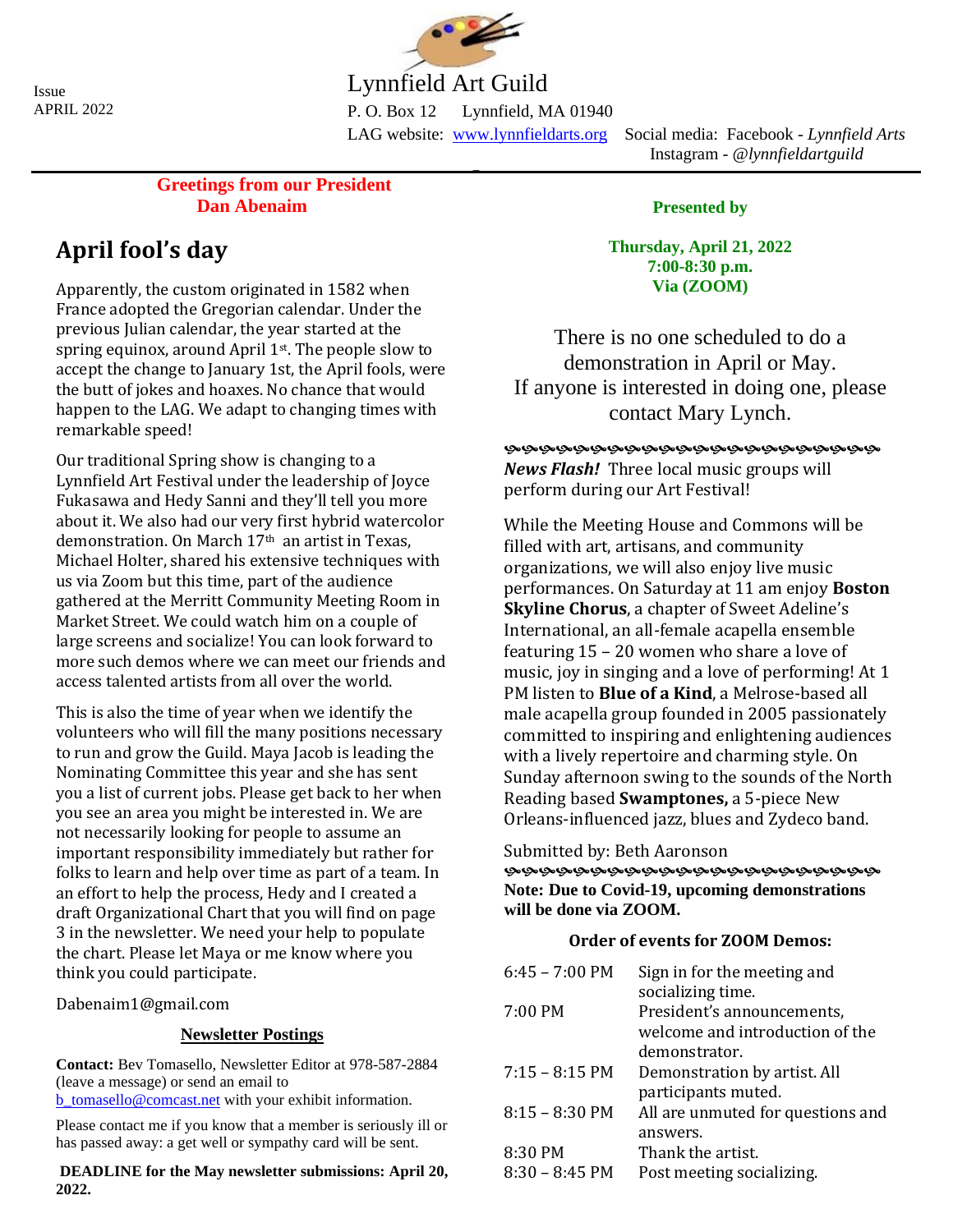Issue
APRIL 2022

# Lynnfield Art Guild

P. O. Box 12 Lynnfield, MA 01940

LAG website: [www.lynnfieldarts.org](http://www.lynnfieldarts.org) Social media: Facebook - *Lynnfield Arts*
Instagram - *@lynnfieldartguild*

---

**Greetings from our President**
**Dan Abenaim**

## April fool's day

Apparently, the custom originated in 1582 when France adopted the Gregorian calendar. Under the previous Julian calendar, the year started at the spring equinox, around April 1st. The people slow to accept the change to January 1st, the April fools, were the butt of jokes and hoaxes. No chance that would happen to the LAG. We adapt to changing times with remarkable speed!

Our traditional Spring show is changing to a Lynnfield Art Festival under the leadership of Joyce Fukasawa and Hedy Sanni and they'll tell you more about it. We also had our very first hybrid watercolor demonstration. On March 17th an artist in Texas, Michael Holter, shared his extensive techniques with us via Zoom but this time, part of the audience gathered at the Merritt Community Meeting Room in Market Street. We could watch him on a couple of large screens and socialize! You can look forward to more such demos where we can meet our friends and access talented artists from all over the world.

This is also the time of year when we identify the volunteers who will fill the many positions necessary to run and grow the Guild. Maya Jacob is leading the Nominating Committee this year and she has sent you a list of current jobs. Please get back to her when you see an area you might be interested in. We are not necessarily looking for people to assume an important responsibility immediately but rather for folks to learn and help over time as part of a team. In an effort to help the process, Hedy and I created a draft Organizational Chart that you will find on page 3 in the newsletter. We need your help to populate the chart. Please let Maya or me know where you think you could participate.

Dabenaim1@gmail.com

### Newsletter Postings

**Contact:** Bev Tomasello, Newsletter Editor at 978-587-2884 (leave a message) or send an email to [b_tomasello@comcast.net](mailto:b_tomasello@comcast.net) with your exhibit information.

Please contact me if you know that a member is seriously ill or has passed away: a get well or sympathy card will be sent.

**DEADLINE for the May newsletter submissions: April 20, 2022.**

**Presented by**

**Thursday, April 21, 2022**
**7:00-8:30 p.m.**
**Via (ZOOM)**

There is no one scheduled to do a demonstration in April or May.
If anyone is interested in doing one, please contact Mary Lynch.

---

***News Flash!*** Three local music groups will perform during our Art Festival!

While the Meeting House and Commons will be filled with art, artisans, and community organizations, we will also enjoy live music performances. On Saturday at 11 am enjoy **Boston Skyline Chorus**, a chapter of Sweet Adeline's International, an all-female acapella ensemble featuring 15 – 20 women who share a love of music, joy in singing and a love of performing! At 1 PM listen to **Blue of a Kind**, a Melrose-based all male acapella group founded in 2005 passionately committed to inspiring and enlightening audiences with a lively repertoire and charming style. On Sunday afternoon swing to the sounds of the North Reading based **Swamptones,** a 5-piece New Orleans-influenced jazz, blues and Zydeco band.

Submitted by: Beth Aaronson

---

**Note: Due to Covid-19, upcoming demonstrations will be done via ZOOM.**

**Order of events for ZOOM Demos:**

| | |
|---|---|
| 6:45 – 7:00 PM | Sign in for the meeting and socializing time. |
| 7:00 PM | President's announcements, welcome and introduction of the demonstrator. |
| 7:15 – 8:15 PM | Demonstration by artist. All participants muted. |
| 8:15 – 8:30 PM | All are unmuted for questions and answers. |
| 8:30 PM | Thank the artist. |
| 8:30 – 8:45 PM | Post meeting socializing. |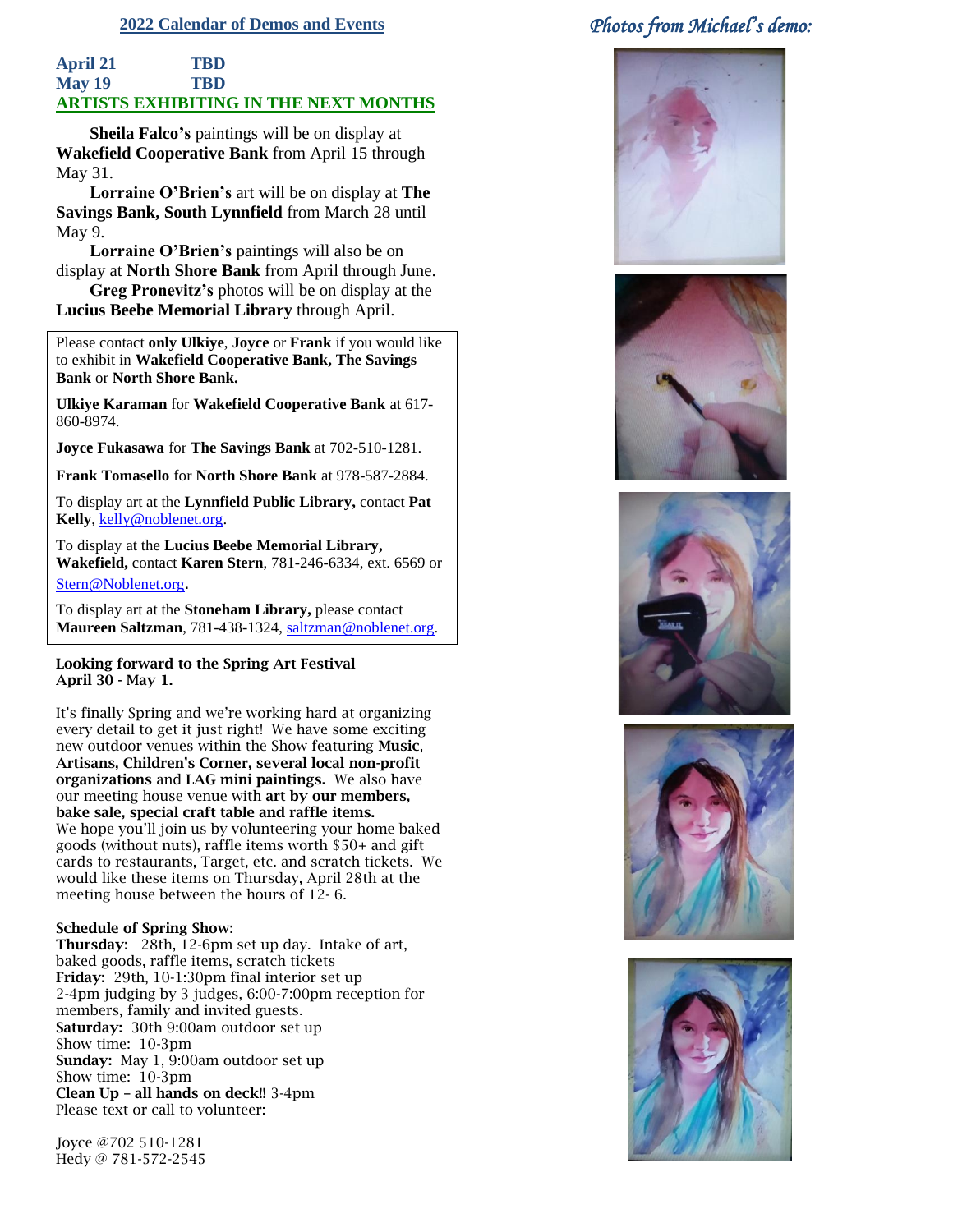## 2022 Calendar of Demos and Events

**April 21** **TBD**
**May 19** **TBD**

## ARTISTS EXHIBITING IN THE NEXT MONTHS

**Sheila Falco's** paintings will be on display at **Wakefield Cooperative Bank** from April 15 through May 31.

**Lorraine O'Brien's** art will be on display at **The Savings Bank, South Lynnfield** from March 28 until May 9.

**Lorraine O'Brien's** paintings will also be on display at **North Shore Bank** from April through June.

**Greg Pronevitz's** photos will be on display at the **Lucius Beebe Memorial Library** through April.

Please contact **only Ulkiye**, **Joyce** or **Frank** if you would like to exhibit in **Wakefield Cooperative Bank, The Savings Bank** or **North Shore Bank.**

**Ulkiye Karaman** for **Wakefield Cooperative Bank** at 617-860-8974.

**Joyce Fukasawa** for **The Savings Bank** at 702-510-1281.

**Frank Tomasello** for **North Shore Bank** at 978-587-2884.

To display art at the **Lynnfield Public Library,** contact **Pat Kelly**, kelly@noblenet.org.

To display at the **Lucius Beebe Memorial Library, Wakefield,** contact **Karen Stern**, 781-246-6334, ext. 6569 or Stern@Noblenet.org**.**

To display art at the **Stoneham Library,** please contact **Maureen Saltzman**, 781-438-1324, saltzman@noblenet.org.

**Looking forward to the Spring Art Festival April 30 - May 1.**

It's finally Spring and we're working hard at organizing every detail to get it just right! We have some exciting new outdoor venues within the Show featuring **Music**, **Artisans, Children's Corner, several local non-profit organizations** and **LAG mini paintings.** We also have our meeting house venue with **art by our members, bake sale, special craft table and raffle items.** We hope you'll join us by volunteering your home baked goods (without nuts), raffle items worth $50+ and gift cards to restaurants, Target, etc. and scratch tickets. We would like these items on Thursday, April 28th at the meeting house between the hours of 12- 6.

**Schedule of Spring Show:**
**Thursday:** 28th, 12-6pm set up day. Intake of art, baked goods, raffle items, scratch tickets
**Friday:** 29th, 10-1:30pm final interior set up
2-4pm judging by 3 judges, 6:00-7:00pm reception for members, family and invited guests.
**Saturday:** 30th 9:00am outdoor set up
Show time: 10-3pm
**Sunday:** May 1, 9:00am outdoor set up
Show time: 10-3pm
**Clean Up – all hands on deck!!** 3-4pm
Please text or call to volunteer:

Joyce @702 510-1281
Hedy @ 781-572-2545

*Photos from Michael's demo:*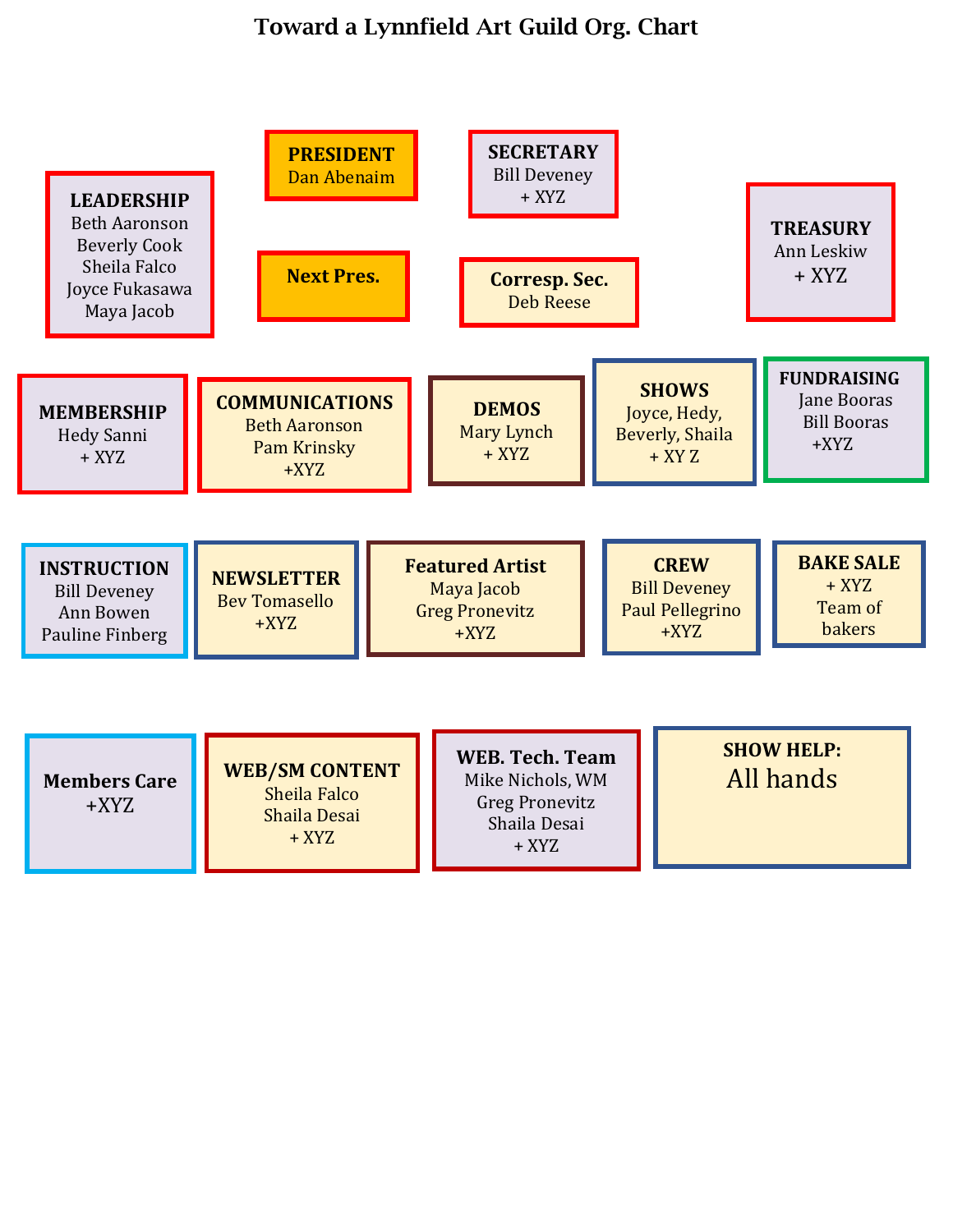# Toward a Lynnfield Art Guild Org. Chart

**PRESIDENT**
Dan Abenaim

**SECRETARY**
Bill Deveney
+ XYZ

**LEADERSHIP**
Beth Aaronson
Beverly Cook
Sheila Falco
Joyce Fukasawa
Maya Jacob

**TREASURY**
Ann Leskiw
+ XYZ

**Next Pres.**

**Corresp. Sec.**
Deb Reese

**MEMBERSHIP**
Hedy Sanni
+ XYZ

**COMMUNICATIONS**
Beth Aaronson
Pam Krinsky
+XYZ

**DEMOS**
Mary Lynch
+ XYZ

**SHOWS**
Joyce, Hedy,
Beverly, Shaila
+ XY Z

**FUNDRAISING**
Jane Booras
Bill Booras
+XYZ

**INSTRUCTION**
Bill Deveney
Ann Bowen
Pauline Finberg

**NEWSLETTER**
Bev Tomasello
+XYZ

**Featured Artist**
Maya Jacob
Greg Pronevitz
+XYZ

**CREW**
Bill Deveney
Paul Pellegrino
+XYZ

**BAKE SALE**
+ XYZ
Team of
bakers

**Members Care**
+XYZ

**WEB/SM CONTENT**
Sheila Falco
Shaila Desai
+ XYZ

**WEB. Tech. Team**
Mike Nichols, WM
Greg Pronevitz
Shaila Desai
+ XYZ

**SHOW HELP:**
All hands